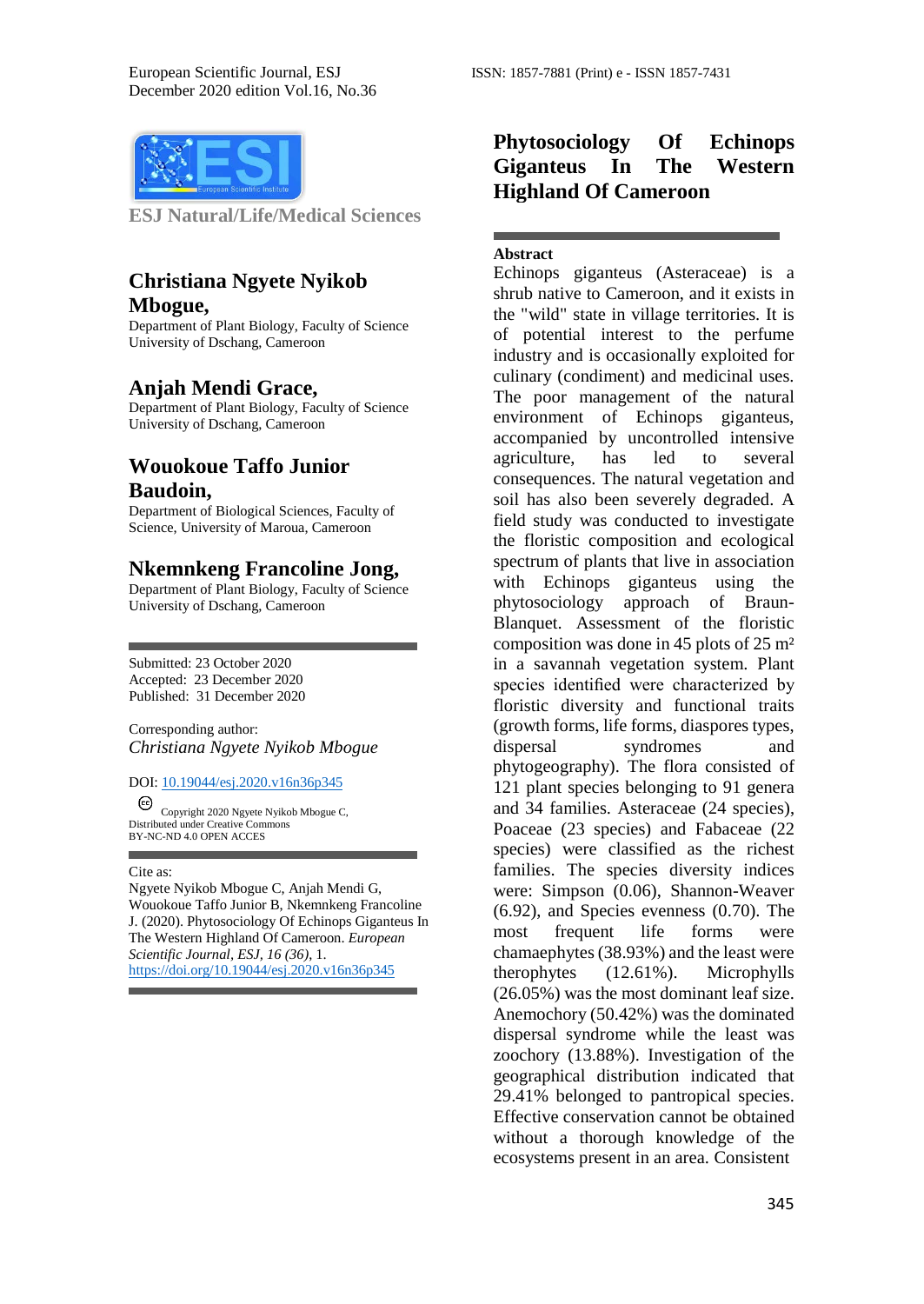ESJ Natural/Life/Medical Sciences

# Phytosociology Of Echinops Giganteus In The Western Highland Of Cameroon

**Christiana Ngyete Nyikob Mbogue,**
Department of Plant Biology, Faculty of Science
University of Dschang, Cameroon

**Anjah Mendi Grace,**
Department of Plant Biology, Faculty of Science
University of Dschang, Cameroon

**Wouokoue Taffo Junior Baudoin,**
Department of Biological Sciences, Faculty of Science, University of Maroua, Cameroon

**Nkemnkeng Francoline Jong,**
Department of Plant Biology, Faculty of Science
University of Dschang, Cameroon

Submitted: 23 October 2020
Accepted: 23 December 2020
Published: 31 December 2020

Corresponding author:
*Christiana Ngyete Nyikob Mbogue*

DOI: [10.19044/esj.2020.v16n36p345](https://doi.org/10.19044/esj.2020.v16n36p345)

Copyright 2020 Ngyete Nyikob Mbogue C,
Distributed under Creative Commons
BY-NC-ND 4.0 OPEN ACCES

Cite as:
Ngyete Nyikob Mbogue C, Anjah Mendi G, Wouokoue Taffo Junior B, Nkemnkeng Francoline J. (2020). Phytosociology Of Echinops Giganteus In The Western Highland Of Cameroon. *European Scientific Journal, ESJ, 16 (36)*, 1.
https://doi.org/10.19044/esj.2020.v16n36p345

## Abstract

Echinops giganteus (Asteraceae) is a shrub native to Cameroon, and it exists in the "wild" state in village territories. It is of potential interest to the perfume industry and is occasionally exploited for culinary (condiment) and medicinal uses. The poor management of the natural environment of Echinops giganteus, accompanied by uncontrolled intensive agriculture, has led to several consequences. The natural vegetation and soil has also been severely degraded. A field study was conducted to investigate the floristic composition and ecological spectrum of plants that live in association with Echinops giganteus using the phytosociology approach of Braun-Blanquet. Assessment of the floristic composition was done in 45 plots of 25 m² in a savannah vegetation system. Plant species identified were characterized by floristic diversity and functional traits (growth forms, life forms, diaspores types, dispersal syndromes and phytogeography). The flora consisted of 121 plant species belonging to 91 genera and 34 families. Asteraceae (24 species), Poaceae (23 species) and Fabaceae (22 species) were classified as the richest families. The species diversity indices were: Simpson (0.06), Shannon-Weaver (6.92), and Species evenness (0.70). The most frequent life forms were chamaephytes (38.93%) and the least were therophytes (12.61%). Microphylls (26.05%) was the most dominant leaf size. Anemochory (50.42%) was the dominated dispersal syndrome while the least was zoochory (13.88%). Investigation of the geographical distribution indicated that 29.41% belonged to pantropical species. Effective conservation cannot be obtained without a thorough knowledge of the ecosystems present in an area. Consistent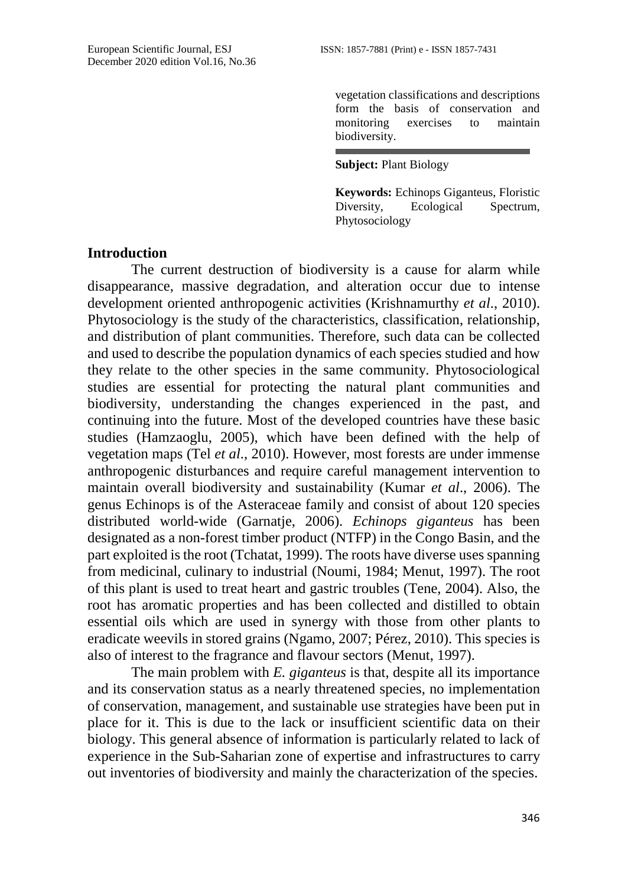vegetation classifications and descriptions form the basis of conservation and monitoring exercises to maintain biodiversity.

**Subject:** Plant Biology

**Keywords:** Echinops Giganteus, Floristic Diversity, Ecological Spectrum, Phytosociology

## Introduction

The current destruction of biodiversity is a cause for alarm while disappearance, massive degradation, and alteration occur due to intense development oriented anthropogenic activities (Krishnamurthy *et al*., 2010). Phytosociology is the study of the characteristics, classification, relationship, and distribution of plant communities. Therefore, such data can be collected and used to describe the population dynamics of each species studied and how they relate to the other species in the same community. Phytosociological studies are essential for protecting the natural plant communities and biodiversity, understanding the changes experienced in the past, and continuing into the future. Most of the developed countries have these basic studies (Hamzaoglu, 2005), which have been defined with the help of vegetation maps (Tel *et al*., 2010). However, most forests are under immense anthropogenic disturbances and require careful management intervention to maintain overall biodiversity and sustainability (Kumar *et al*., 2006). The genus Echinops is of the Asteraceae family and consist of about 120 species distributed world-wide (Garnatje, 2006). *Echinops giganteus* has been designated as a non-forest timber product (NTFP) in the Congo Basin, and the part exploited is the root (Tchatat, 1999). The roots have diverse uses spanning from medicinal, culinary to industrial (Noumi, 1984; Menut, 1997). The root of this plant is used to treat heart and gastric troubles (Tene, 2004). Also, the root has aromatic properties and has been collected and distilled to obtain essential oils which are used in synergy with those from other plants to eradicate weevils in stored grains (Ngamo, 2007; Pérez, 2010). This species is also of interest to the fragrance and flavour sectors (Menut, 1997).

The main problem with *E. giganteus* is that, despite all its importance and its conservation status as a nearly threatened species, no implementation of conservation, management, and sustainable use strategies have been put in place for it. This is due to the lack or insufficient scientific data on their biology. This general absence of information is particularly related to lack of experience in the Sub-Saharian zone of expertise and infrastructures to carry out inventories of biodiversity and mainly the characterization of the species.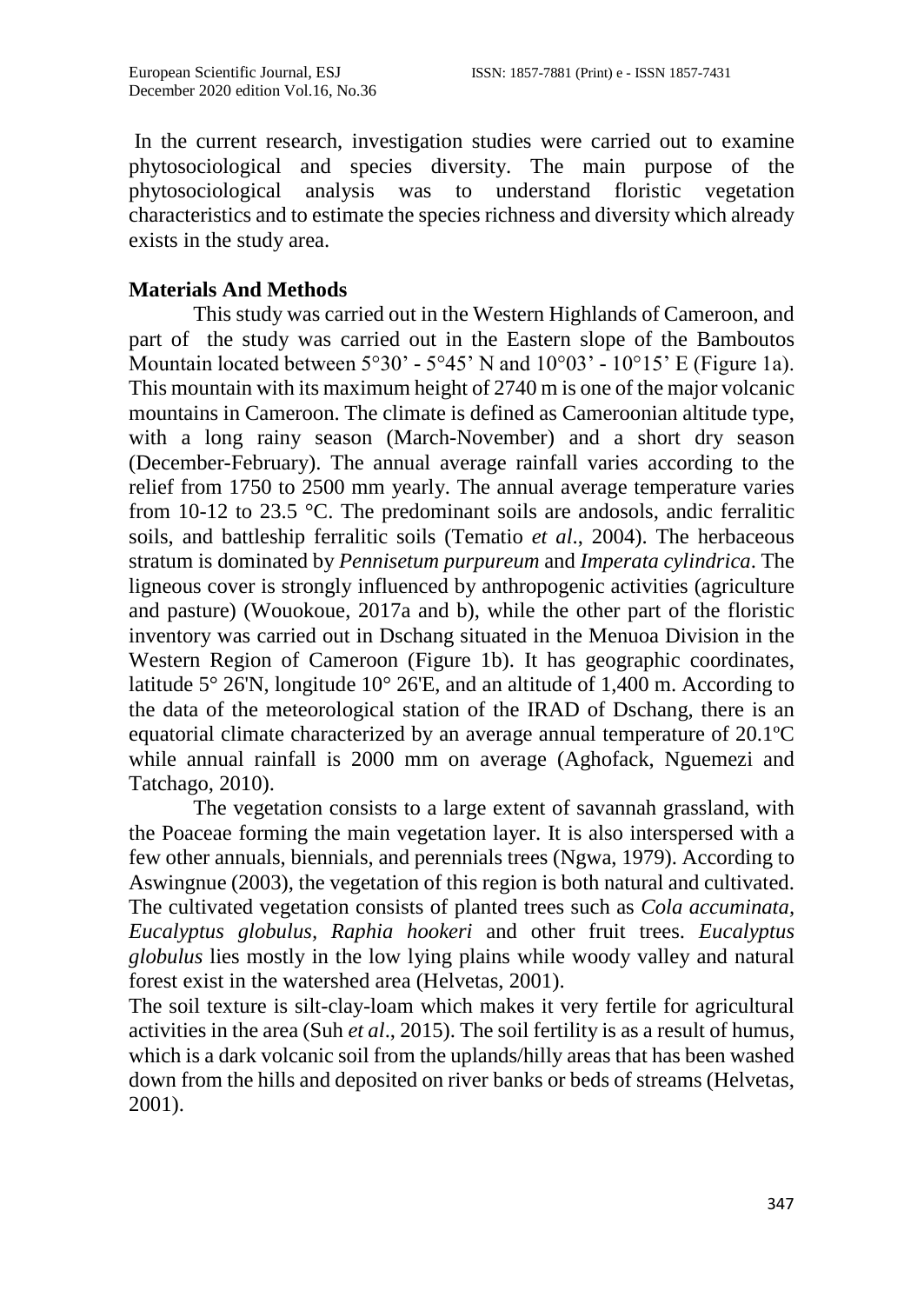In the current research, investigation studies were carried out to examine phytosociological and species diversity. The main purpose of the phytosociological analysis was to understand floristic vegetation characteristics and to estimate the species richness and diversity which already exists in the study area.

## Materials And Methods

This study was carried out in the Western Highlands of Cameroon, and part of the study was carried out in the Eastern slope of the Bamboutos Mountain located between 5°30' - 5°45' N and 10°03' - 10°15' E (Figure 1a). This mountain with its maximum height of 2740 m is one of the major volcanic mountains in Cameroon. The climate is defined as Cameroonian altitude type, with a long rainy season (March-November) and a short dry season (December-February). The annual average rainfall varies according to the relief from 1750 to 2500 mm yearly. The annual average temperature varies from 10-12 to 23.5 °C. The predominant soils are andosols, andic ferralitic soils, and battleship ferralitic soils (Tematio *et al*., 2004). The herbaceous stratum is dominated by *Pennisetum purpureum* and *Imperata cylindrica*. The ligneous cover is strongly influenced by anthropogenic activities (agriculture and pasture) (Wouokoue, 2017a and b), while the other part of the floristic inventory was carried out in Dschang situated in the Menuoa Division in the Western Region of Cameroon (Figure 1b). It has geographic coordinates, latitude 5° 26'N, longitude 10° 26'E, and an altitude of 1,400 m. According to the data of the meteorological station of the IRAD of Dschang, there is an equatorial climate characterized by an average annual temperature of 20.1ºC while annual rainfall is 2000 mm on average (Aghofack, Nguemezi and Tatchago, 2010).

The vegetation consists to a large extent of savannah grassland, with the Poaceae forming the main vegetation layer. It is also interspersed with a few other annuals, biennials, and perennials trees (Ngwa, 1979). According to Aswingnue (2003), the vegetation of this region is both natural and cultivated. The cultivated vegetation consists of planted trees such as *Cola accuminata*, *Eucalyptus globulus*, *Raphia hookeri* and other fruit trees. *Eucalyptus globulus* lies mostly in the low lying plains while woody valley and natural forest exist in the watershed area (Helvetas, 2001).

The soil texture is silt-clay-loam which makes it very fertile for agricultural activities in the area (Suh *et al*., 2015). The soil fertility is as a result of humus, which is a dark volcanic soil from the uplands/hilly areas that has been washed down from the hills and deposited on river banks or beds of streams (Helvetas, 2001).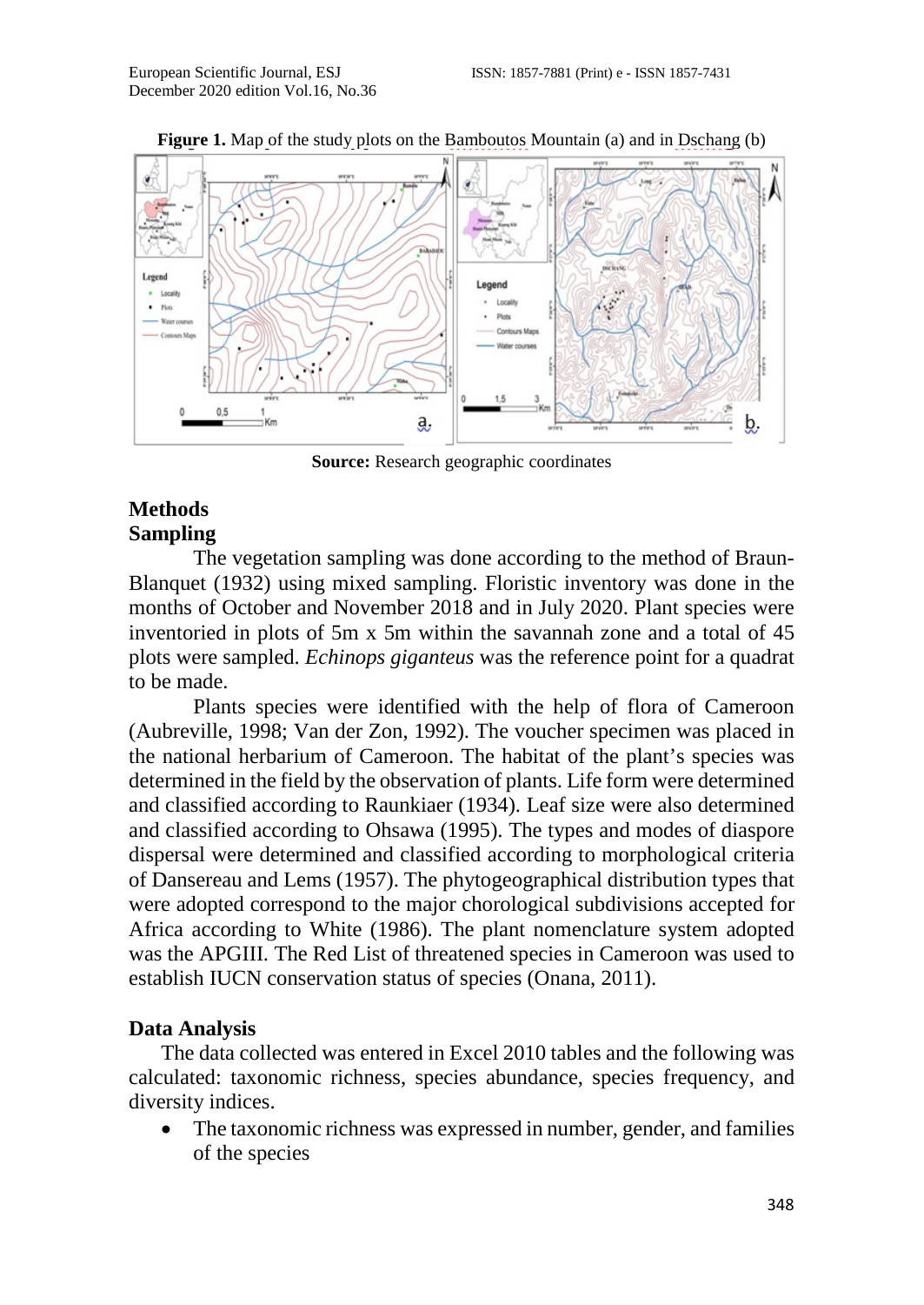**Figure 1.** Map of the study plots on the Bamboutos Mountain (a) and in Dschang (b)

**Source:** Research geographic coordinates

## Methods

### Sampling

The vegetation sampling was done according to the method of Braun-Blanquet (1932) using mixed sampling. Floristic inventory was done in the months of October and November 2018 and in July 2020. Plant species were inventoried in plots of 5m x 5m within the savannah zone and a total of 45 plots were sampled. *Echinops giganteus* was the reference point for a quadrat to be made.

Plants species were identified with the help of flora of Cameroon (Aubreville, 1998; Van der Zon, 1992). The voucher specimen was placed in the national herbarium of Cameroon. The habitat of the plant's species was determined in the field by the observation of plants. Life form were determined and classified according to Raunkiaer (1934). Leaf size were also determined and classified according to Ohsawa (1995). The types and modes of diaspore dispersal were determined and classified according to morphological criteria of Dansereau and Lems (1957). The phytogeographical distribution types that were adopted correspond to the major chorological subdivisions accepted for Africa according to White (1986). The plant nomenclature system adopted was the APGIII. The Red List of threatened species in Cameroon was used to establish IUCN conservation status of species (Onana, 2011).

### Data Analysis

The data collected was entered in Excel 2010 tables and the following was calculated: taxonomic richness, species abundance, species frequency, and diversity indices.

- The taxonomic richness was expressed in number, gender, and families of the species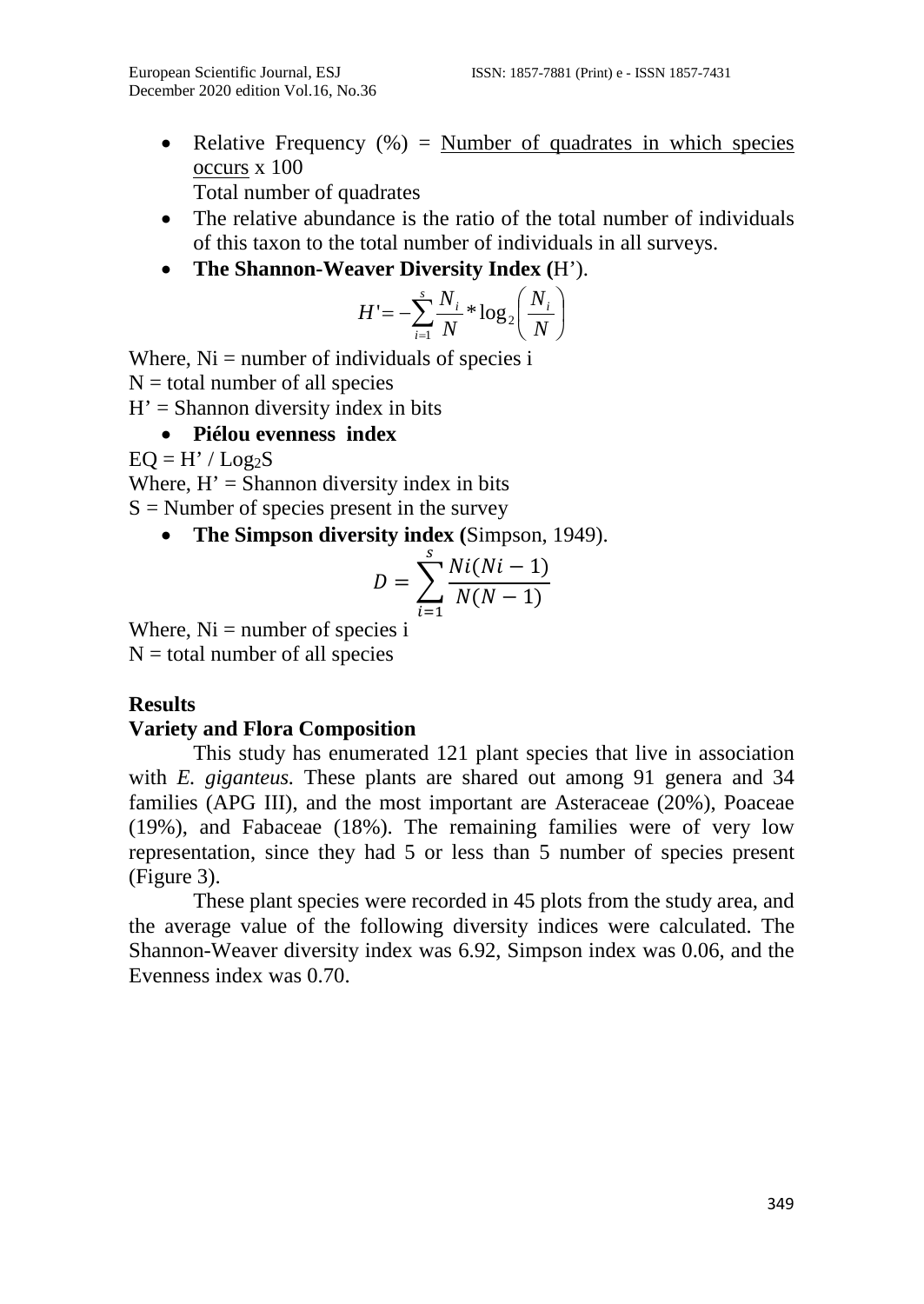- Relative Frequency (%) = Number of quadrates in which species occurs x 100
  Total number of quadrates
- The relative abundance is the ratio of the total number of individuals of this taxon to the total number of individuals in all surveys.
- **The Shannon-Weaver Diversity Index (**H').

$$H' = -\sum_{i=1}^{s} \frac{N_i}{N} * \log_2\left(\frac{N_i}{N}\right)$$

Where, Ni = number of individuals of species i
N = total number of all species
H' = Shannon diversity index in bits

- **Piélou evenness index**

$EQ = H' / Log_2S$
Where, H' = Shannon diversity index in bits
S = Number of species present in the survey

- **The Simpson diversity index (**Simpson, 1949).

$$D = \sum_{i=1}^{s} \frac{Ni(Ni-1)}{N(N-1)}$$

Where, Ni = number of species i
N = total number of all species

## Results

### Variety and Flora Composition

This study has enumerated 121 plant species that live in association with *E. giganteus.* These plants are shared out among 91 genera and 34 families (APG III), and the most important are Asteraceae (20%), Poaceae (19%), and Fabaceae (18%). The remaining families were of very low representation, since they had 5 or less than 5 number of species present (Figure 3).

These plant species were recorded in 45 plots from the study area, and the average value of the following diversity indices were calculated. The Shannon-Weaver diversity index was 6.92, Simpson index was 0.06, and the Evenness index was 0.70.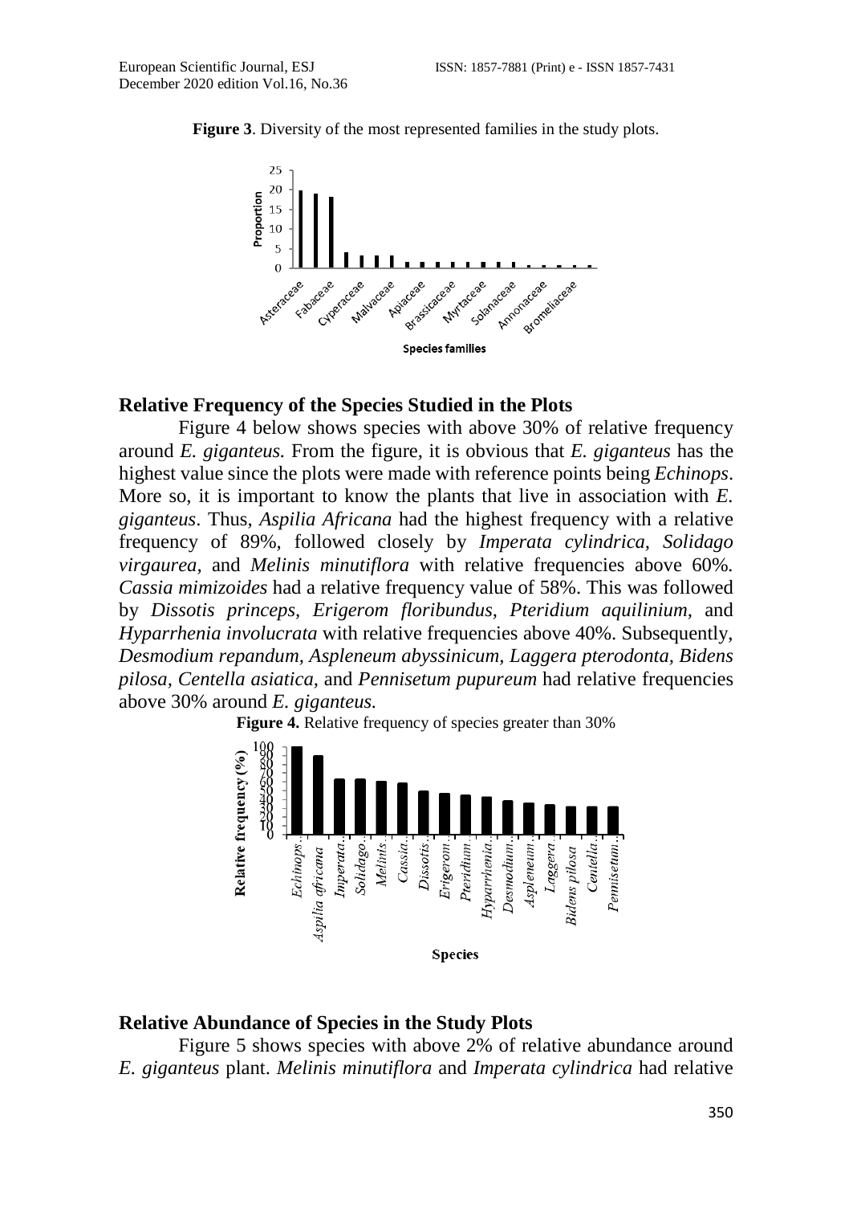**Figure 3**. Diversity of the most represented families in the study plots.

### Relative Frequency of the Species Studied in the Plots

Figure 4 below shows species with above 30% of relative frequency around *E. giganteus.* From the figure, it is obvious that *E. giganteus* has the highest value since the plots were made with reference points being *Echinops*. More so, it is important to know the plants that live in association with *E. giganteus*. Thus, *Aspilia Africana* had the highest frequency with a relative frequency of 89%, followed closely by *Imperata cylindrica, Solidago virgaurea,* and *Melinis minutiflora* with relative frequencies above 60%. *Cassia mimizoides* had a relative frequency value of 58%. This was followed by *Dissotis princeps*, *Erigerom floribundus*, *Pteridium aquilinium,* and *Hyparrhenia involucrata* with relative frequencies above 40%. Subsequently, *Desmodium repandum, Aspleneum abyssinicum, Laggera pterodonta, Bidens pilosa, Centella asiatica,* and *Pennisetum pupureum* had relative frequencies above 30% around *E. giganteus.*

**Figure 4.** Relative frequency of species greater than 30%

### Relative Abundance of Species in the Study Plots

Figure 5 shows species with above 2% of relative abundance around *E. giganteus* plant. *Melinis minutiflora* and *Imperata cylindrica* had relative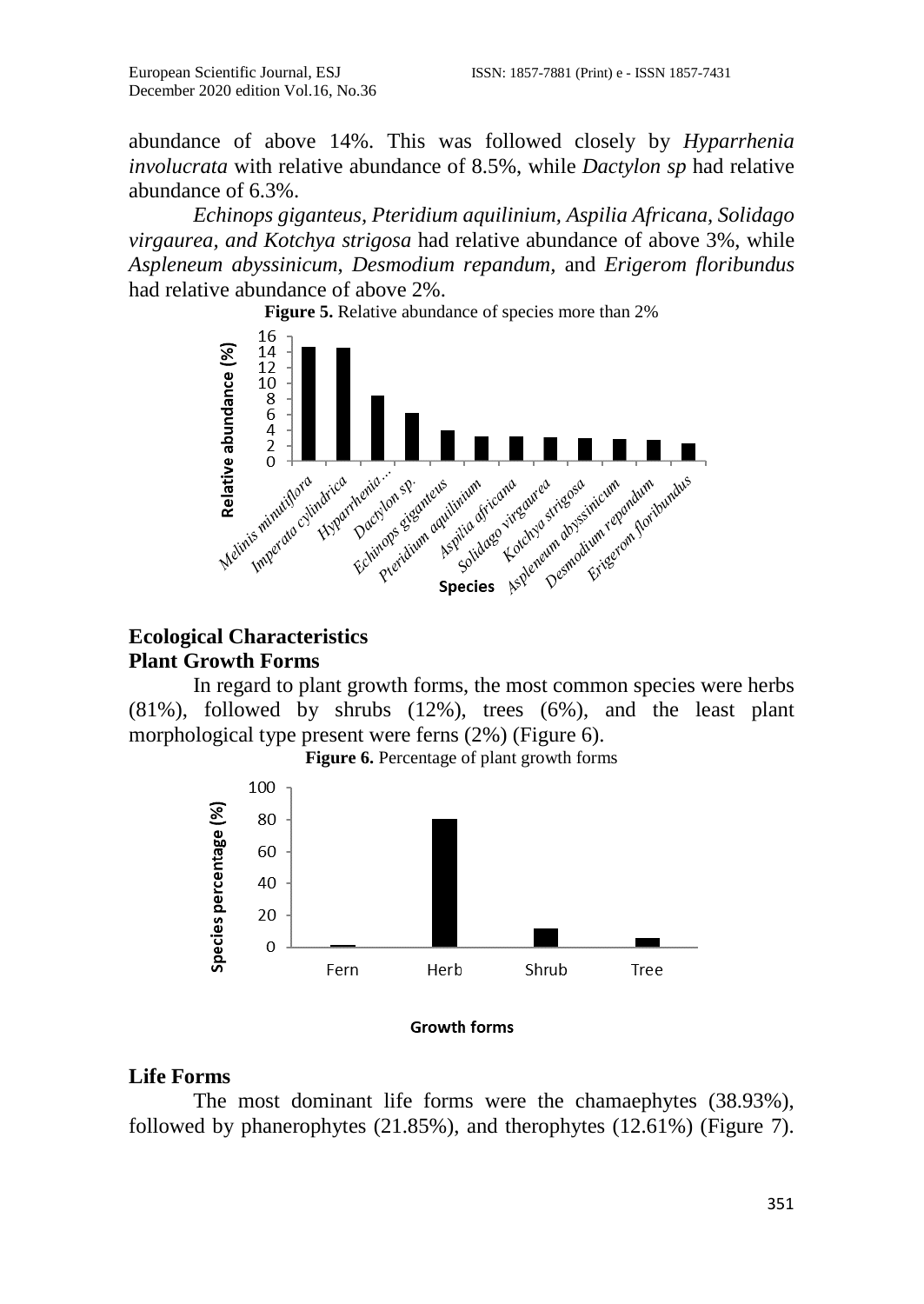abundance of above 14%. This was followed closely by *Hyparrhenia involucrata* with relative abundance of 8.5%, while *Dactylon sp* had relative abundance of 6.3%.

*Echinops giganteus*, *Pteridium aquilinium*, *Aspilia Africana*, *Solidago virgaurea, and Kotchya strigosa* had relative abundance of above 3%, while *Aspleneum abyssinicum*, *Desmodium repandum,* and *Erigerom floribundus* had relative abundance of above 2%.

**Figure 5.** Relative abundance of species more than 2%

## Ecological Characteristics

### Plant Growth Forms

In regard to plant growth forms, the most common species were herbs (81%), followed by shrubs (12%), trees (6%), and the least plant morphological type present were ferns (2%) (Figure 6).

**Figure 6.** Percentage of plant growth forms

### Life Forms

The most dominant life forms were the chamaephytes (38.93%), followed by phanerophytes (21.85%), and therophytes (12.61%) (Figure 7).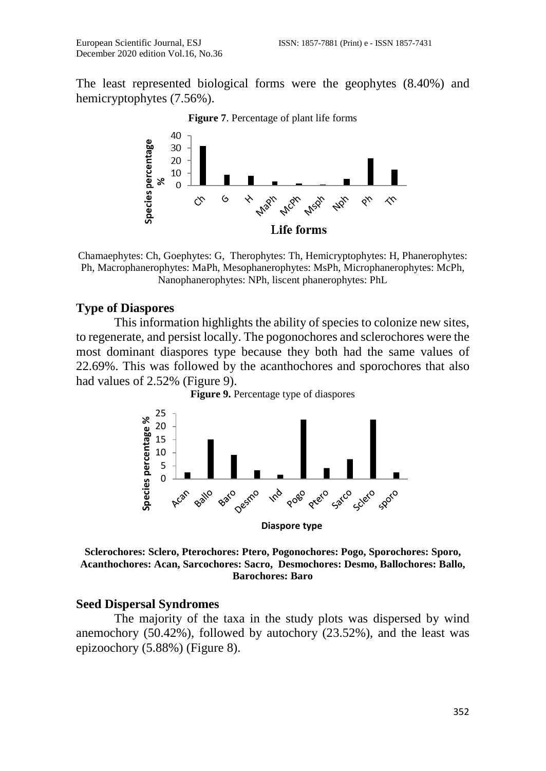The least represented biological forms were the geophytes (8.40%) and hemicryptophytes (7.56%).

**Figure 7**. Percentage of plant life forms

Chamaephytes: Ch, Goephytes: G, Therophytes: Th, Hemicryptophytes: H, Phanerophytes: Ph, Macrophanerophytes: MaPh, Mesophanerophytes: MsPh, Microphanerophytes: McPh, Nanophanerophytes: NPh, liscent phanerophytes: PhL

## Type of Diaspores

This information highlights the ability of species to colonize new sites, to regenerate, and persist locally. The pogonochores and sclerochores were the most dominant diaspores type because they both had the same values of 22.69%. This was followed by the acanthochores and sporochores that also had values of 2.52% (Figure 9).

**Figure 9.** Percentage type of diaspores

**Sclerochores: Sclero, Pterochores: Ptero, Pogonochores: Pogo, Sporochores: Sporo, Acanthochores: Acan, Sarcochores: Sacro, Desmochores: Desmo, Ballochores: Ballo, Barochores: Baro**

## Seed Dispersal Syndromes

The majority of the taxa in the study plots was dispersed by wind anemochory (50.42%), followed by autochory (23.52%), and the least was epizoochory (5.88%) (Figure 8).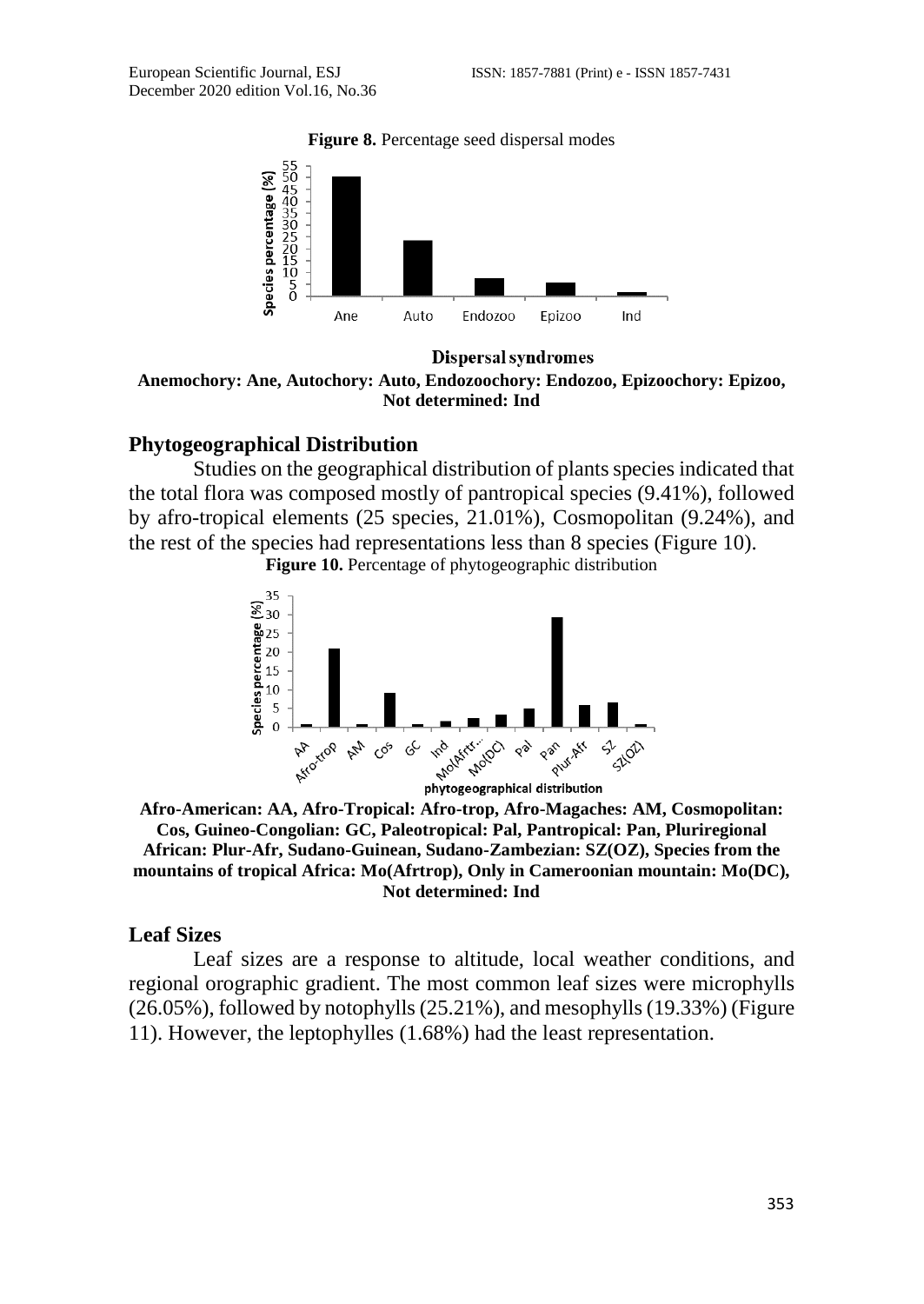**Figure 8.** Percentage seed dispersal modes

**Anemochory: Ane, Autochory: Auto, Endozoochory: Endozoo, Epizoochory: Epizoo, Not determined: Ind**

## Phytogeographical Distribution

Studies on the geographical distribution of plants species indicated that the total flora was composed mostly of pantropical species (9.41%), followed by afro-tropical elements (25 species, 21.01%), Cosmopolitan (9.24%), and the rest of the species had representations less than 8 species (Figure 10).

**Figure 10.** Percentage of phytogeographic distribution

**Afro-American: AA, Afro-Tropical: Afro-trop, Afro-Magaches: AM, Cosmopolitan: Cos, Guineo-Congolian: GC, Paleotropical: Pal, Pantropical: Pan, Pluriregional African: Plur-Afr, Sudano-Guinean, Sudano-Zambezian: SZ(OZ), Species from the mountains of tropical Africa: Mo(Afrtrop), Only in Cameroonian mountain: Mo(DC), Not determined: Ind**

## Leaf Sizes

Leaf sizes are a response to altitude, local weather conditions, and regional orographic gradient. The most common leaf sizes were microphylls (26.05%), followed by notophylls (25.21%), and mesophylls (19.33%) (Figure 11). However, the leptophylles (1.68%) had the least representation.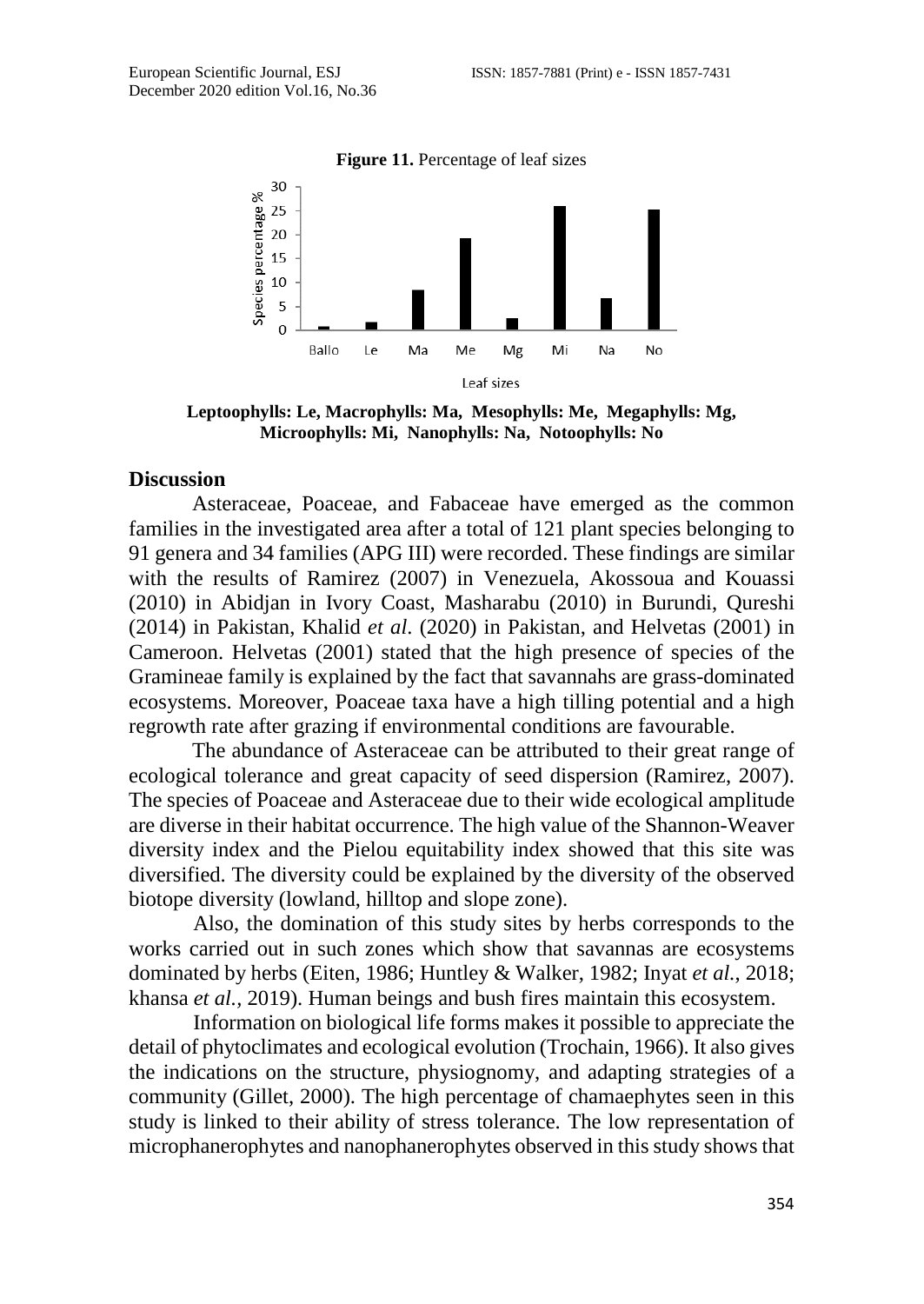**Figure 11.** Percentage of leaf sizes

**Leptoophylls: Le, Macrophylls: Ma, Mesophylls: Me, Megaphylls: Mg, Microophylls: Mi, Nanophylls: Na, Notoophylls: No**

## Discussion

Asteraceae, Poaceae, and Fabaceae have emerged as the common families in the investigated area after a total of 121 plant species belonging to 91 genera and 34 families (APG III) were recorded. These findings are similar with the results of Ramirez (2007) in Venezuela, Akossoua and Kouassi (2010) in Abidjan in Ivory Coast, Masharabu (2010) in Burundi, Qureshi (2014) in Pakistan, Khalid *et al*. (2020) in Pakistan, and Helvetas (2001) in Cameroon. Helvetas (2001) stated that the high presence of species of the Gramineae family is explained by the fact that savannahs are grass-dominated ecosystems. Moreover, Poaceae taxa have a high tilling potential and a high regrowth rate after grazing if environmental conditions are favourable.

The abundance of Asteraceae can be attributed to their great range of ecological tolerance and great capacity of seed dispersion (Ramirez, 2007). The species of Poaceae and Asteraceae due to their wide ecological amplitude are diverse in their habitat occurrence. The high value of the Shannon-Weaver diversity index and the Pielou equitability index showed that this site was diversified. The diversity could be explained by the diversity of the observed biotope diversity (lowland, hilltop and slope zone).

Also, the domination of this study sites by herbs corresponds to the works carried out in such zones which show that savannas are ecosystems dominated by herbs (Eiten, 1986; Huntley & Walker, 1982; Inyat *et al.*, 2018; khansa *et al.*, 2019). Human beings and bush fires maintain this ecosystem.

Information on biological life forms makes it possible to appreciate the detail of phytoclimates and ecological evolution (Trochain, 1966). It also gives the indications on the structure, physiognomy, and adapting strategies of a community (Gillet, 2000). The high percentage of chamaephytes seen in this study is linked to their ability of stress tolerance. The low representation of microphanerophytes and nanophanerophytes observed in this study shows that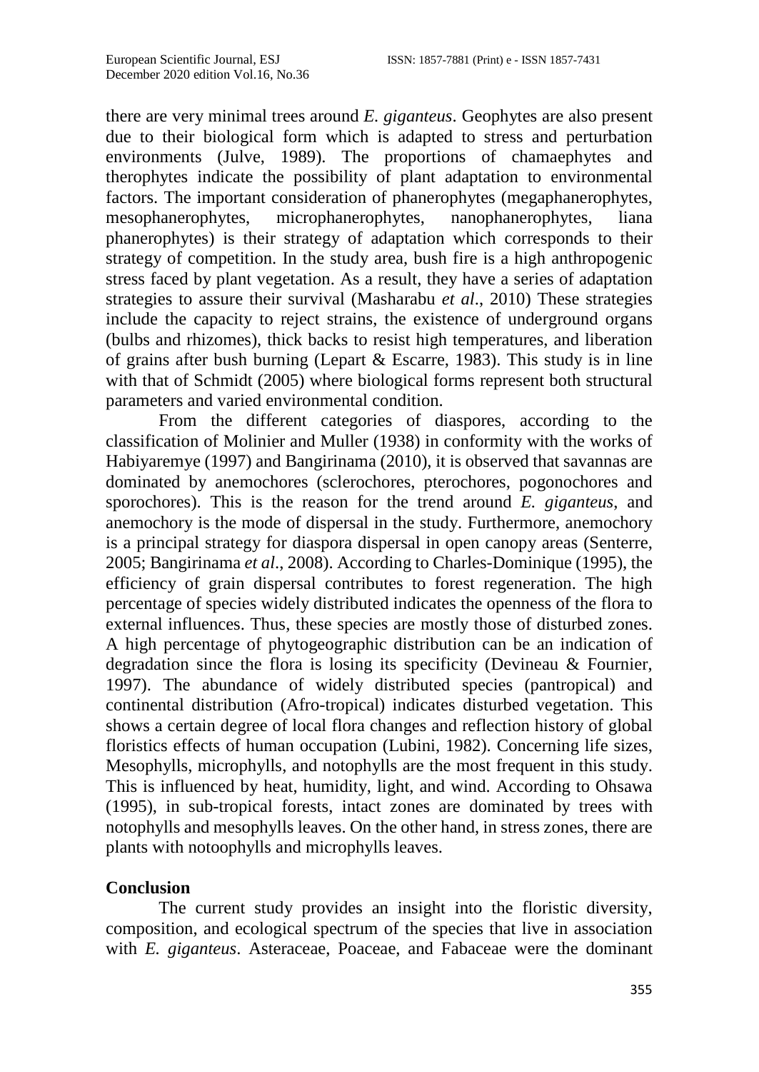there are very minimal trees around *E. giganteus*. Geophytes are also present due to their biological form which is adapted to stress and perturbation environments (Julve, 1989). The proportions of chamaephytes and therophytes indicate the possibility of plant adaptation to environmental factors. The important consideration of phanerophytes (megaphanerophytes, mesophanerophytes, microphanerophytes, nanophanerophytes, liana phanerophytes) is their strategy of adaptation which corresponds to their strategy of competition. In the study area, bush fire is a high anthropogenic stress faced by plant vegetation. As a result, they have a series of adaptation strategies to assure their survival (Masharabu *et al*., 2010) These strategies include the capacity to reject strains, the existence of underground organs (bulbs and rhizomes), thick backs to resist high temperatures, and liberation of grains after bush burning (Lepart & Escarre, 1983). This study is in line with that of Schmidt (2005) where biological forms represent both structural parameters and varied environmental condition.

From the different categories of diaspores, according to the classification of Molinier and Muller (1938) in conformity with the works of Habiyaremye (1997) and Bangirinama (2010), it is observed that savannas are dominated by anemochores (sclerochores, pterochores, pogonochores and sporochores). This is the reason for the trend around *E. giganteus*, and anemochory is the mode of dispersal in the study. Furthermore, anemochory is a principal strategy for diaspora dispersal in open canopy areas (Senterre, 2005; Bangirinama *et al*., 2008). According to Charles-Dominique (1995), the efficiency of grain dispersal contributes to forest regeneration. The high percentage of species widely distributed indicates the openness of the flora to external influences. Thus, these species are mostly those of disturbed zones. A high percentage of phytogeographic distribution can be an indication of degradation since the flora is losing its specificity (Devineau & Fournier, 1997). The abundance of widely distributed species (pantropical) and continental distribution (Afro-tropical) indicates disturbed vegetation. This shows a certain degree of local flora changes and reflection history of global floristics effects of human occupation (Lubini, 1982). Concerning life sizes, Mesophylls, microphylls, and notophylls are the most frequent in this study. This is influenced by heat, humidity, light, and wind. According to Ohsawa (1995), in sub-tropical forests, intact zones are dominated by trees with notophylls and mesophylls leaves. On the other hand, in stress zones, there are plants with notoophylls and microphylls leaves.

## Conclusion

The current study provides an insight into the floristic diversity, composition, and ecological spectrum of the species that live in association with *E. giganteus*. Asteraceae, Poaceae, and Fabaceae were the dominant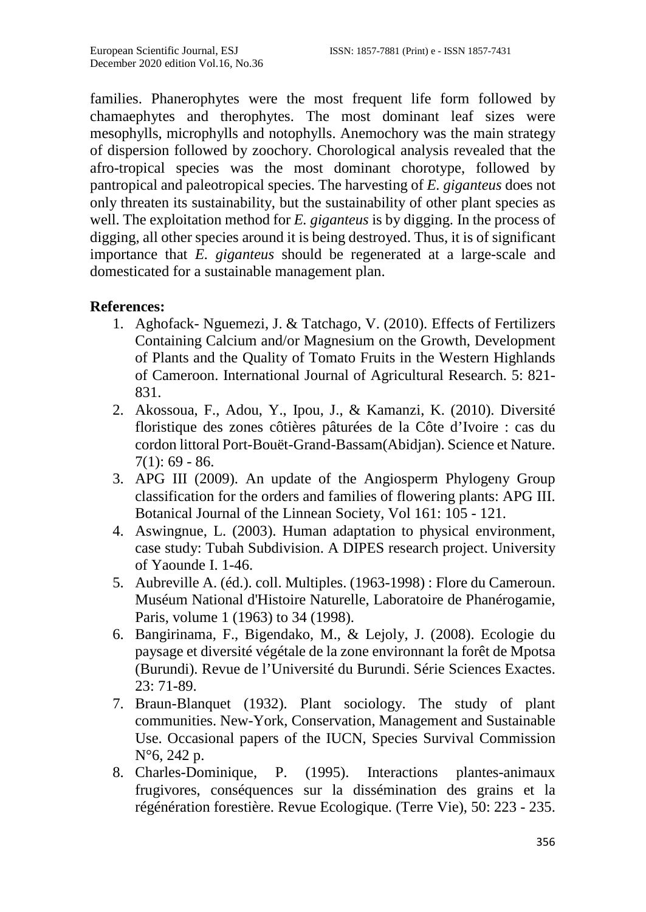families. Phanerophytes were the most frequent life form followed by chamaephytes and therophytes. The most dominant leaf sizes were mesophylls, microphylls and notophylls. Anemochory was the main strategy of dispersion followed by zoochory. Chorological analysis revealed that the afro-tropical species was the most dominant chorotype, followed by pantropical and paleotropical species. The harvesting of *E. giganteus* does not only threaten its sustainability, but the sustainability of other plant species as well. The exploitation method for *E. giganteus* is by digging. In the process of digging, all other species around it is being destroyed. Thus, it is of significant importance that *E. giganteus* should be regenerated at a large-scale and domesticated for a sustainable management plan.

## References:

1. Aghofack- Nguemezi, J. & Tatchago, V. (2010). Effects of Fertilizers Containing Calcium and/or Magnesium on the Growth, Development of Plants and the Quality of Tomato Fruits in the Western Highlands of Cameroon. International Journal of Agricultural Research. 5: 821-831.
2. Akossoua, F., Adou, Y., Ipou, J., & Kamanzi, K. (2010). Diversité floristique des zones côtières pâturées de la Côte d'Ivoire : cas du cordon littoral Port-Bouët-Grand-Bassam(Abidjan). Science et Nature. 7(1): 69 - 86.
3. APG III (2009). An update of the Angiosperm Phylogeny Group classification for the orders and families of flowering plants: APG III. Botanical Journal of the Linnean Society, Vol 161: 105 - 121.
4. Aswingnue, L. (2003). Human adaptation to physical environment, case study: Tubah Subdivision. A DIPES research project. University of Yaounde I. 1-46.
5. Aubreville A. (éd.). coll. Multiples. (1963-1998) : Flore du Cameroun. Muséum National d'Histoire Naturelle, Laboratoire de Phanérogamie, Paris, volume 1 (1963) to 34 (1998).
6. Bangirinama, F., Bigendako, M., & Lejoly, J. (2008). Ecologie du paysage et diversité végétale de la zone environnant la forêt de Mpotsa (Burundi). Revue de l'Université du Burundi. Série Sciences Exactes. 23: 71-89.
7. Braun-Blanquet (1932). Plant sociology. The study of plant communities. New-York, Conservation, Management and Sustainable Use. Occasional papers of the IUCN, Species Survival Commission N°6, 242 p.
8. Charles-Dominique, P. (1995). Interactions plantes-animaux frugivores, conséquences sur la dissémination des grains et la régénération forestière. Revue Ecologique. (Terre Vie), 50: 223 - 235.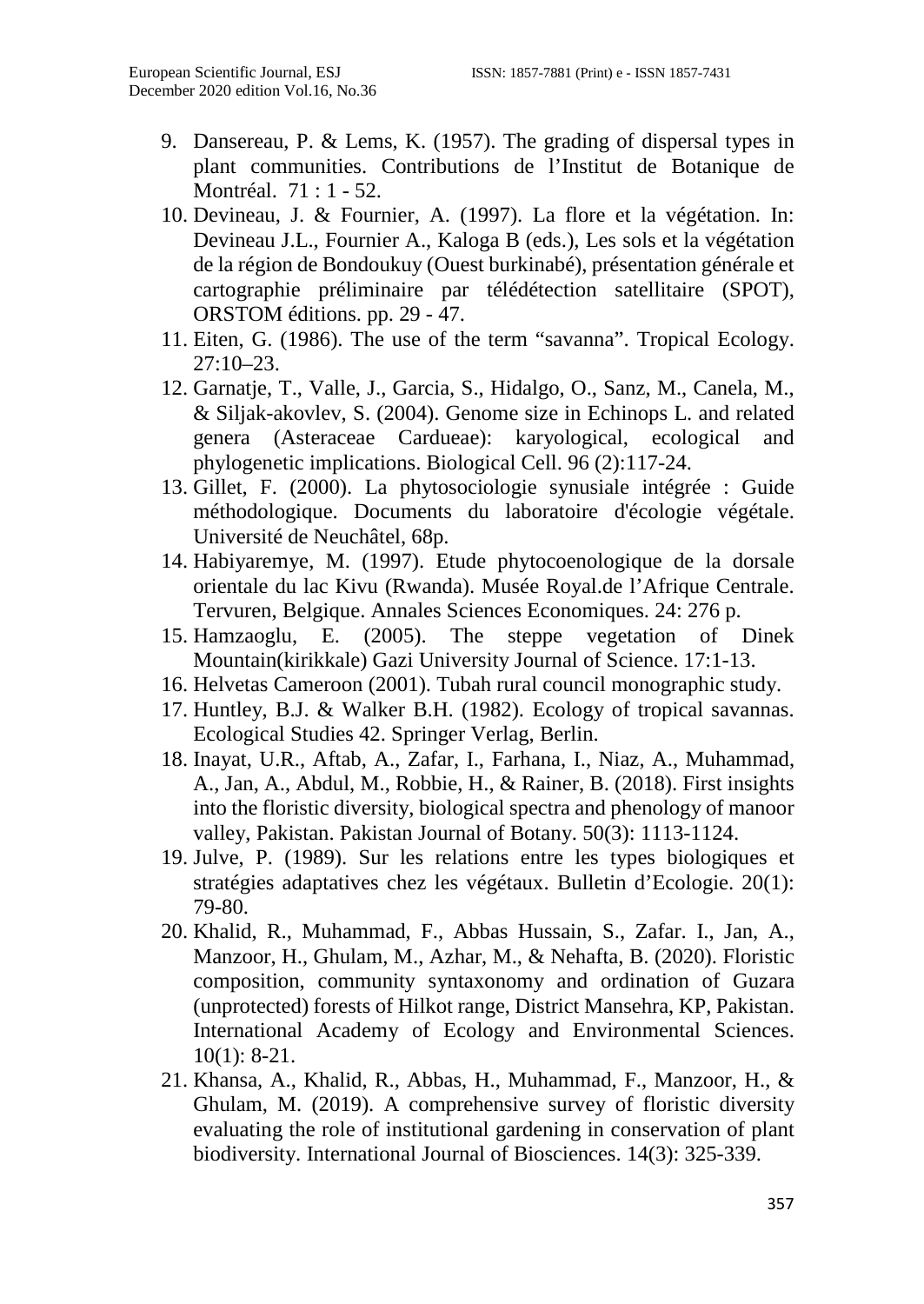9. Dansereau, P. & Lems, K. (1957). The grading of dispersal types in plant communities. Contributions de l'Institut de Botanique de Montréal. 71 : 1 - 52.
10. Devineau, J. & Fournier, A. (1997). La flore et la végétation. In: Devineau J.L., Fournier A., Kaloga B (eds.), Les sols et la végétation de la région de Bondoukuy (Ouest burkinabé), présentation générale et cartographie préliminaire par télédétection satellitaire (SPOT), ORSTOM éditions. pp. 29 - 47.
11. Eiten, G. (1986). The use of the term "savanna". Tropical Ecology. 27:10–23.
12. Garnatje, T., Valle, J., Garcia, S., Hidalgo, O., Sanz, M., Canela, M., & Siljak-akovlev, S. (2004). Genome size in Echinops L. and related genera (Asteraceae Cardueae): karyological, ecological and phylogenetic implications. Biological Cell. 96 (2):117-24.
13. Gillet, F. (2000). La phytosociologie synusiale intégrée : Guide méthodologique. Documents du laboratoire d'écologie végétale. Université de Neuchâtel, 68p.
14. Habiyaremye, M. (1997). Etude phytocoenologique de la dorsale orientale du lac Kivu (Rwanda). Musée Royal.de l'Afrique Centrale. Tervuren, Belgique. Annales Sciences Economiques. 24: 276 p.
15. Hamzaoglu, E. (2005). The steppe vegetation of Dinek Mountain(kirikkale) Gazi University Journal of Science. 17:1-13.
16. Helvetas Cameroon (2001). Tubah rural council monographic study.
17. Huntley, B.J. & Walker B.H. (1982). Ecology of tropical savannas. Ecological Studies 42. Springer Verlag, Berlin.
18. Inayat, U.R., Aftab, A., Zafar, I., Farhana, I., Niaz, A., Muhammad, A., Jan, A., Abdul, M., Robbie, H., & Rainer, B. (2018). First insights into the floristic diversity, biological spectra and phenology of manoor valley, Pakistan. Pakistan Journal of Botany. 50(3): 1113-1124.
19. Julve, P. (1989). Sur les relations entre les types biologiques et stratégies adaptatives chez les végétaux. Bulletin d'Ecologie. 20(1): 79-80.
20. Khalid, R., Muhammad, F., Abbas Hussain, S., Zafar. I., Jan, A., Manzoor, H., Ghulam, M., Azhar, M., & Nehafta, B. (2020). Floristic composition, community syntaxonomy and ordination of Guzara (unprotected) forests of Hilkot range, District Mansehra, KP, Pakistan. International Academy of Ecology and Environmental Sciences. 10(1): 8-21.
21. Khansa, A., Khalid, R., Abbas, H., Muhammad, F., Manzoor, H., & Ghulam, M. (2019). A comprehensive survey of floristic diversity evaluating the role of institutional gardening in conservation of plant biodiversity. International Journal of Biosciences. 14(3): 325-339.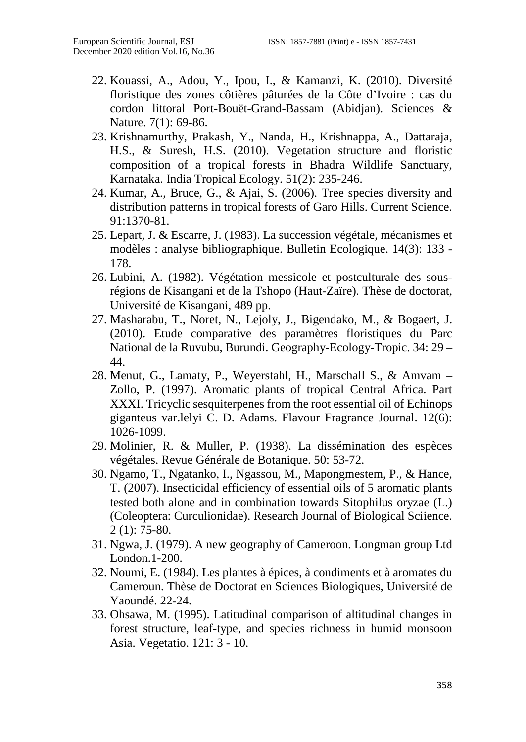22. Kouassi, A., Adou, Y., Ipou, I., & Kamanzi, K. (2010). Diversité floristique des zones côtières pâturées de la Côte d'Ivoire : cas du cordon littoral Port-Bouët-Grand-Bassam (Abidjan). Sciences & Nature. 7(1): 69-86.
23. Krishnamurthy, Prakash, Y., Nanda, H., Krishnappa, A., Dattaraja, H.S., & Suresh, H.S. (2010). Vegetation structure and floristic composition of a tropical forests in Bhadra Wildlife Sanctuary, Karnataka. India Tropical Ecology. 51(2): 235-246.
24. Kumar, A., Bruce, G., & Ajai, S. (2006). Tree species diversity and distribution patterns in tropical forests of Garo Hills. Current Science. 91:1370-81.
25. Lepart, J. & Escarre, J. (1983). La succession végétale, mécanismes et modèles : analyse bibliographique. Bulletin Ecologique. 14(3): 133 - 178.
26. Lubini, A. (1982). Végétation messicole et postculturale des sous-régions de Kisangani et de la Tshopo (Haut-Zaïre). Thèse de doctorat, Université de Kisangani, 489 pp.
27. Masharabu, T., Noret, N., Lejoly, J., Bigendako, M., & Bogaert, J. (2010). Etude comparative des paramètres floristiques du Parc National de la Ruvubu, Burundi. Geography-Ecology-Tropic. 34: 29 – 44.
28. Menut, G., Lamaty, P., Weyerstahl, H., Marschall S., & Amvam – Zollo, P. (1997). Aromatic plants of tropical Central Africa. Part XXXI. Tricyclic sesquiterpenes from the root essential oil of Echinops giganteus var.lelyi C. D. Adams. Flavour Fragrance Journal. 12(6): 1026-1099.
29. Molinier, R. & Muller, P. (1938). La dissémination des espèces végétales. Revue Générale de Botanique. 50: 53-72.
30. Ngamo, T., Ngatanko, I., Ngassou, M., Mapongmestem, P., & Hance, T. (2007). Insecticidal efficiency of essential oils of 5 aromatic plants tested both alone and in combination towards Sitophilus oryzae (L.) (Coleoptera: Curculionidae). Research Journal of Biological Sciience. 2 (1): 75-80.
31. Ngwa, J. (1979). A new geography of Cameroon. Longman group Ltd London.1-200.
32. Noumi, E. (1984). Les plantes à épices, à condiments et à aromates du Cameroun. Thèse de Doctorat en Sciences Biologiques, Université de Yaoundé. 22-24.
33. Ohsawa, M. (1995). Latitudinal comparison of altitudinal changes in forest structure, leaf-type, and species richness in humid monsoon Asia. Vegetatio. 121: 3 - 10.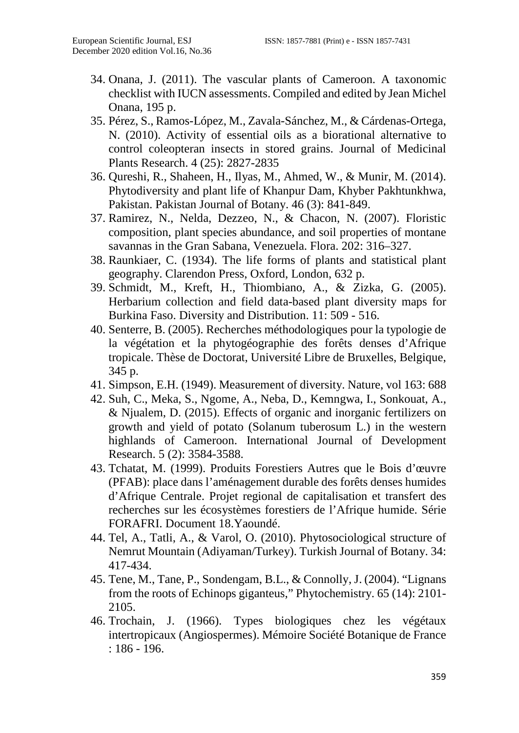34. Onana, J. (2011). The vascular plants of Cameroon. A taxonomic checklist with IUCN assessments. Compiled and edited by Jean Michel Onana, 195 p.
35. Pérez, S., Ramos-López, M., Zavala-Sánchez, M., & Cárdenas-Ortega, N. (2010). Activity of essential oils as a biorational alternative to control coleopteran insects in stored grains. Journal of Medicinal Plants Research. 4 (25): 2827-2835
36. Qureshi, R., Shaheen, H., Ilyas, M., Ahmed, W., & Munir, M. (2014). Phytodiversity and plant life of Khanpur Dam, Khyber Pakhtunkhwa, Pakistan. Pakistan Journal of Botany. 46 (3): 841-849.
37. Ramirez, N., Nelda, Dezzeo, N., & Chacon, N. (2007). Floristic composition, plant species abundance, and soil properties of montane savannas in the Gran Sabana, Venezuela. Flora. 202: 316–327.
38. Raunkiaer, C. (1934). The life forms of plants and statistical plant geography. Clarendon Press, Oxford, London, 632 p.
39. Schmidt, M., Kreft, H., Thiombiano, A., & Zizka, G. (2005). Herbarium collection and field data-based plant diversity maps for Burkina Faso. Diversity and Distribution. 11: 509 - 516.
40. Senterre, B. (2005). Recherches méthodologiques pour la typologie de la végétation et la phytogéographie des forêts denses d'Afrique tropicale. Thèse de Doctorat, Université Libre de Bruxelles, Belgique, 345 p.
41. Simpson, E.H. (1949). Measurement of diversity. Nature, vol 163: 688
42. Suh, C., Meka, S., Ngome, A., Neba, D., Kemngwa, I., Sonkouat, A., & Njualem, D. (2015). Effects of organic and inorganic fertilizers on growth and yield of potato (Solanum tuberosum L.) in the western highlands of Cameroon. International Journal of Development Research. 5 (2): 3584-3588.
43. Tchatat, M. (1999). Produits Forestiers Autres que le Bois d'œuvre (PFAB): place dans l'aménagement durable des forêts denses humides d'Afrique Centrale. Projet regional de capitalisation et transfert des recherches sur les écosystèmes forestiers de l'Afrique humide. Série FORAFRI. Document 18.Yaoundé.
44. Tel, A., Tatli, A., & Varol, O. (2010). Phytosociological structure of Nemrut Mountain (Adiyaman/Turkey). Turkish Journal of Botany. 34: 417-434.
45. Tene, M., Tane, P., Sondengam, B.L., & Connolly, J. (2004). "Lignans from the roots of Echinops giganteus," Phytochemistry. 65 (14): 2101-2105.
46. Trochain, J. (1966). Types biologiques chez les végétaux intertropicaux (Angiospermes). Mémoire Société Botanique de France : 186 - 196.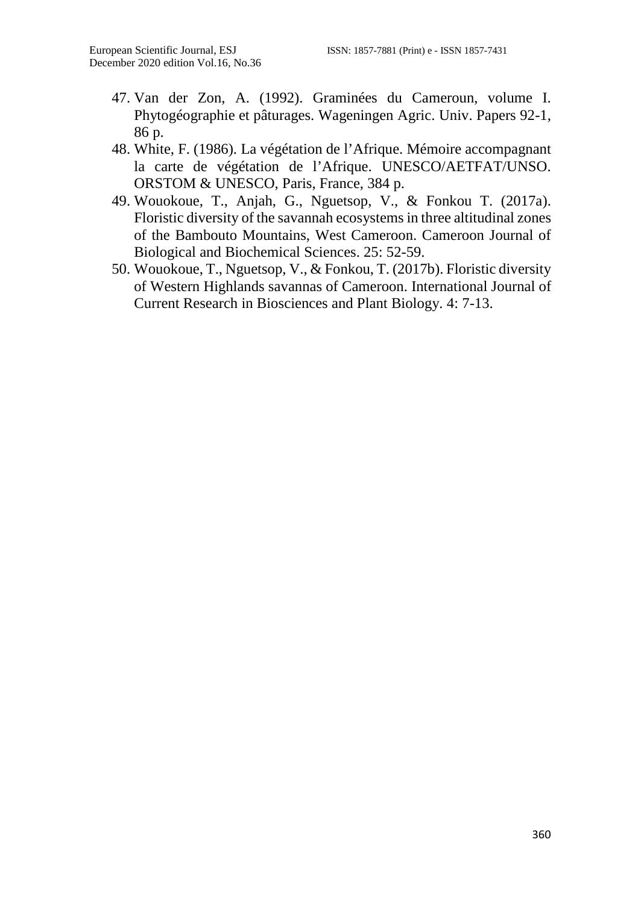47. Van der Zon, A. (1992). Graminées du Cameroun, volume I. Phytogéographie et pâturages. Wageningen Agric. Univ. Papers 92-1, 86 p.
48. White, F. (1986). La végétation de l'Afrique. Mémoire accompagnant la carte de végétation de l'Afrique. UNESCO/AETFAT/UNSO. ORSTOM & UNESCO, Paris, France, 384 p.
49. Wouokoue, T., Anjah, G., Nguetsop, V., & Fonkou T. (2017a). Floristic diversity of the savannah ecosystems in three altitudinal zones of the Bambouto Mountains, West Cameroon. Cameroon Journal of Biological and Biochemical Sciences. 25: 52-59.
50. Wouokoue, T., Nguetsop, V., & Fonkou, T. (2017b). Floristic diversity of Western Highlands savannas of Cameroon. International Journal of Current Research in Biosciences and Plant Biology. 4: 7-13.